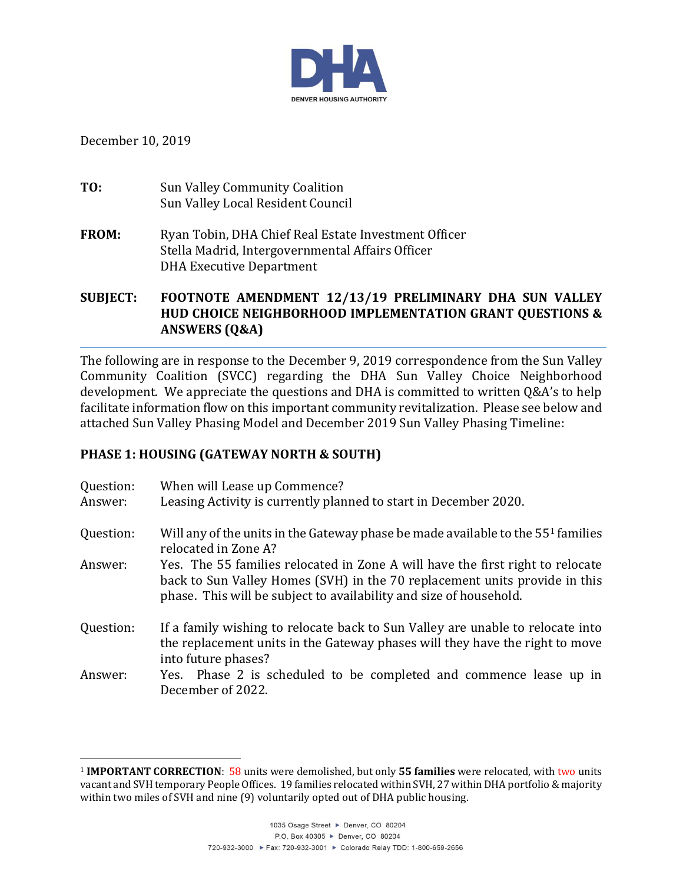DENVER HOUSING AUTHORITY

December 10, 2019

**TO:** Sun Valley Community Coalition
Sun Valley Local Resident Council

**FROM:** Ryan Tobin, DHA Chief Real Estate Investment Officer
Stella Madrid, Intergovernmental Affairs Officer
DHA Executive Department

**SUBJECT: FOOTNOTE AMENDMENT 12/13/19 PRELIMINARY DHA SUN VALLEY HUD CHOICE NEIGHBORHOOD IMPLEMENTATION GRANT QUESTIONS & ANSWERS (Q&A)**

---

The following are in response to the December 9, 2019 correspondence from the Sun Valley Community Coalition (SVCC) regarding the DHA Sun Valley Choice Neighborhood development. We appreciate the questions and DHA is committed to written Q&A's to help facilitate information flow on this important community revitalization. Please see below and attached Sun Valley Phasing Model and December 2019 Sun Valley Phasing Timeline:

## PHASE 1: HOUSING (GATEWAY NORTH & SOUTH)

**Question:** When will Lease up Commence?
**Answer:** Leasing Activity is currently planned to start in December 2020.

**Question:** Will any of the units in the Gateway phase be made available to the 55[1] families relocated in Zone A?
**Answer:** Yes. The 55 families relocated in Zone A will have the first right to relocate back to Sun Valley Homes (SVH) in the 70 replacement units provide in this phase. This will be subject to availability and size of household.

**Question:** If a family wishing to relocate back to Sun Valley are unable to relocate into the replacement units in the Gateway phases will they have the right to move into future phases?
**Answer:** Yes. Phase 2 is scheduled to be completed and commence lease up in December of 2022.

---

[1] **IMPORTANT CORRECTION**: 58 units were demolished, but only **55 families** were relocated, with two units vacant and SVH temporary People Offices. 19 families relocated within SVH, 27 within DHA portfolio & majority within two miles of SVH and nine (9) voluntarily opted out of DHA public housing.

1035 Osage Street ▸ Denver, CO 80204
P.O. Box 40305 ▸ Denver, CO 80204
720-932-3000 ▸ Fax: 720-932-3001 ▸ Colorado Relay TDD: 1-800-659-2656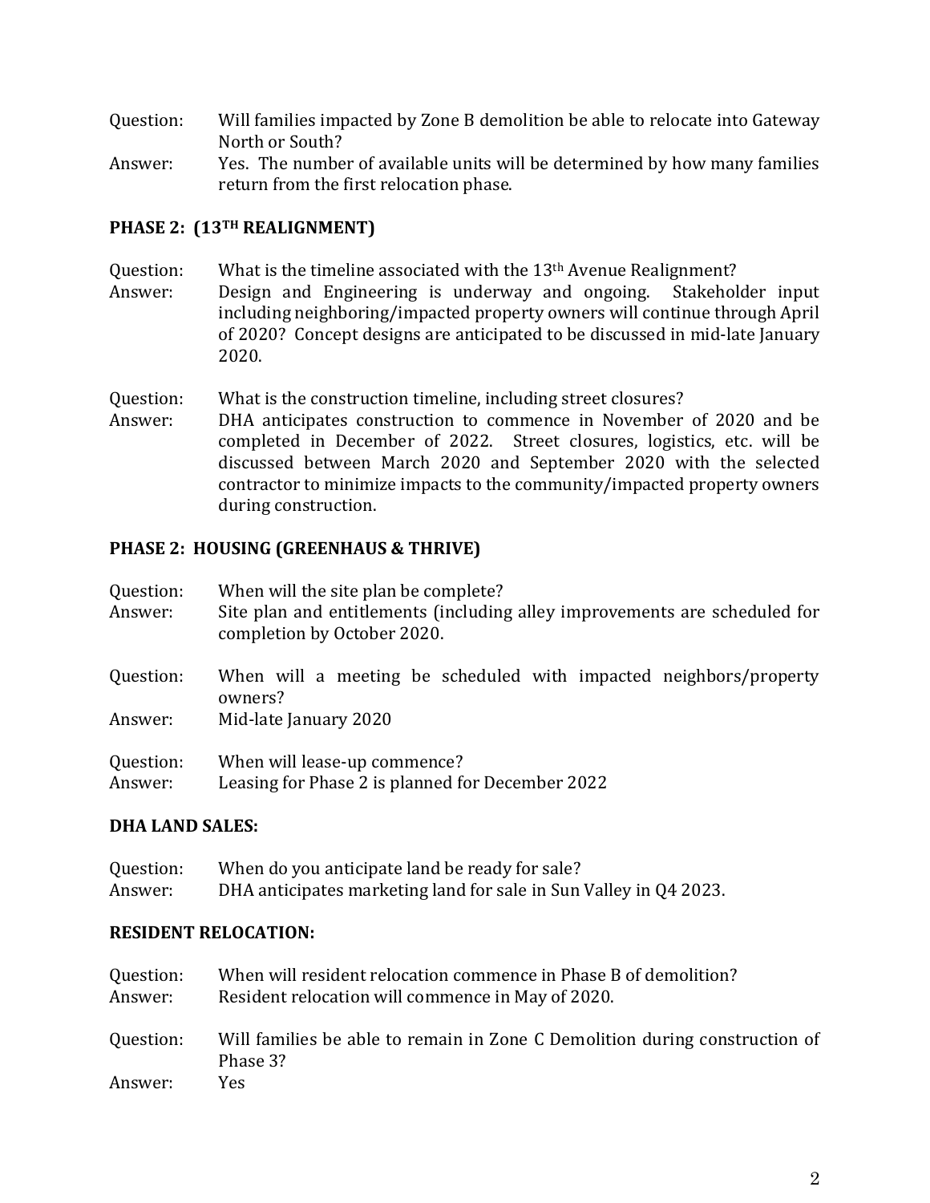Question: Will families impacted by Zone B demolition be able to relocate into Gateway North or South?

Answer: Yes. The number of available units will be determined by how many families return from the first relocation phase.

**PHASE 2: (13TH REALIGNMENT)**

Question: What is the timeline associated with the 13th Avenue Realignment?

Answer: Design and Engineering is underway and ongoing. Stakeholder input including neighboring/impacted property owners will continue through April of 2020? Concept designs are anticipated to be discussed in mid-late January 2020.

Question: What is the construction timeline, including street closures?

Answer: DHA anticipates construction to commence in November of 2020 and be completed in December of 2022. Street closures, logistics, etc. will be discussed between March 2020 and September 2020 with the selected contractor to minimize impacts to the community/impacted property owners during construction.

**PHASE 2: HOUSING (GREENHAUS & THRIVE)**

Question: When will the site plan be complete?

Answer: Site plan and entitlements (including alley improvements are scheduled for completion by October 2020.

Question: When will a meeting be scheduled with impacted neighbors/property owners?

Answer: Mid-late January 2020

Question: When will lease-up commence?

Answer: Leasing for Phase 2 is planned for December 2022

**DHA LAND SALES:**

Question: When do you anticipate land be ready for sale?

Answer: DHA anticipates marketing land for sale in Sun Valley in Q4 2023.

**RESIDENT RELOCATION:**

Question: When will resident relocation commence in Phase B of demolition?

Answer: Resident relocation will commence in May of 2020.

Question: Will families be able to remain in Zone C Demolition during construction of Phase 3?

Answer: Yes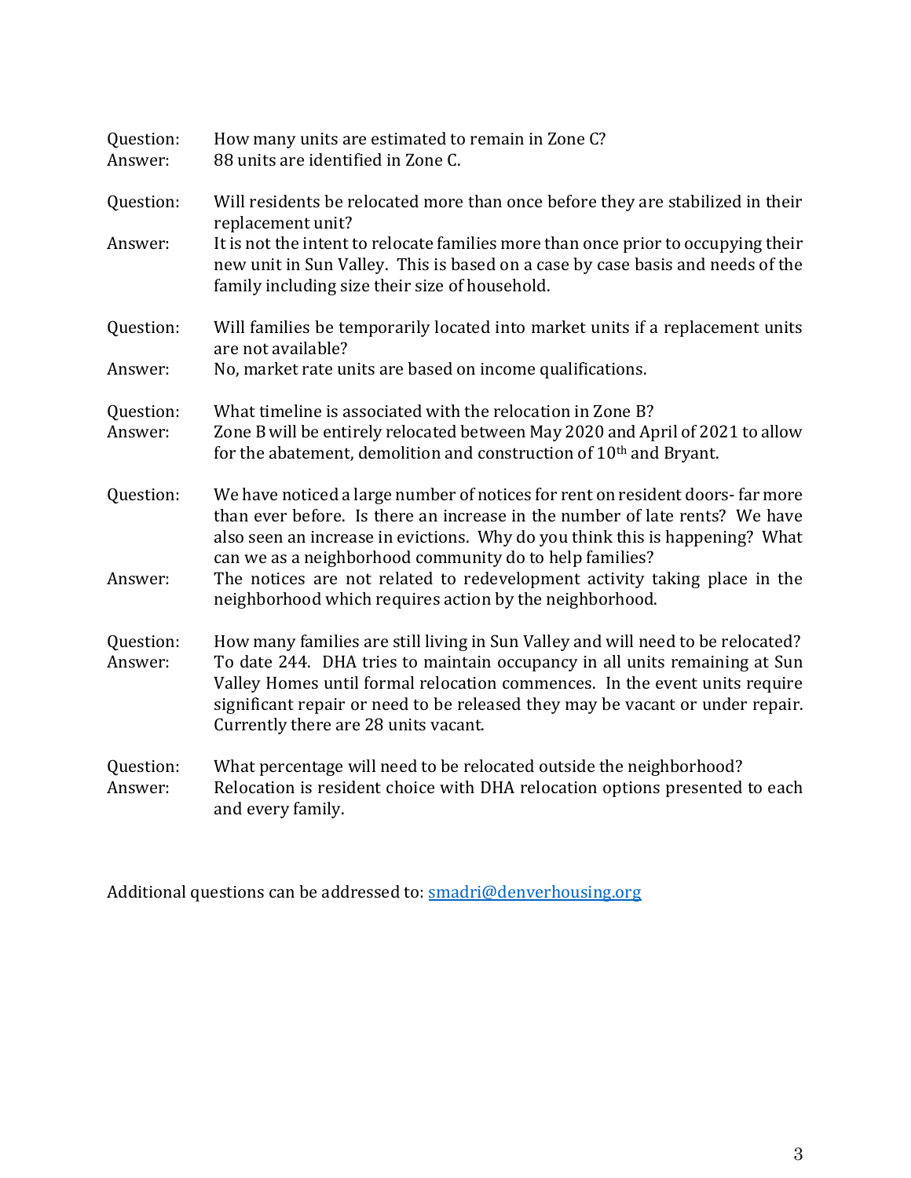Question: How many units are estimated to remain in Zone C?
Answer: 88 units are identified in Zone C.

Question: Will residents be relocated more than once before they are stabilized in their replacement unit?
Answer: It is not the intent to relocate families more than once prior to occupying their new unit in Sun Valley. This is based on a case by case basis and needs of the family including size their size of household.

Question: Will families be temporarily located into market units if a replacement units are not available?
Answer: No, market rate units are based on income qualifications.

Question: What timeline is associated with the relocation in Zone B?
Answer: Zone B will be entirely relocated between May 2020 and April of 2021 to allow for the abatement, demolition and construction of 10th and Bryant.

Question: We have noticed a large number of notices for rent on resident doors- far more than ever before. Is there an increase in the number of late rents? We have also seen an increase in evictions. Why do you think this is happening? What can we as a neighborhood community do to help families?
Answer: The notices are not related to redevelopment activity taking place in the neighborhood which requires action by the neighborhood.

Question: How many families are still living in Sun Valley and will need to be relocated?
Answer: To date 244. DHA tries to maintain occupancy in all units remaining at Sun Valley Homes until formal relocation commences. In the event units require significant repair or need to be released they may be vacant or under repair. Currently there are 28 units vacant.

Question: What percentage will need to be relocated outside the neighborhood?
Answer: Relocation is resident choice with DHA relocation options presented to each and every family.

Additional questions can be addressed to: smadri@denverhousing.org